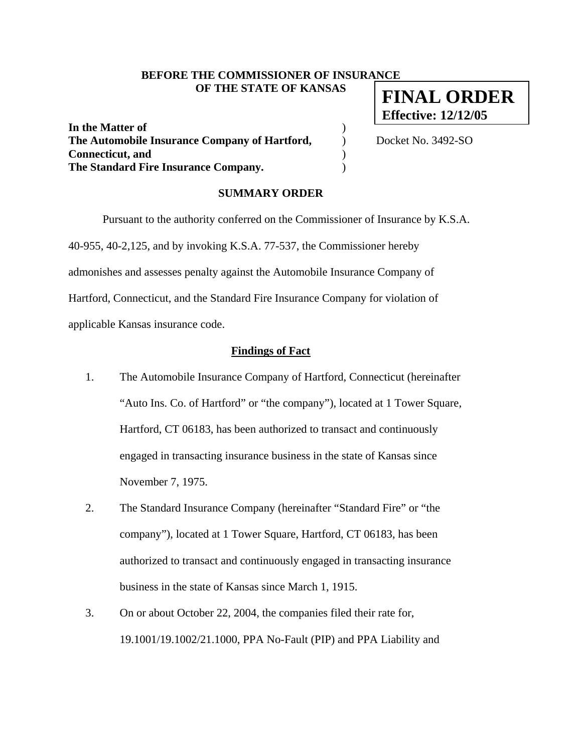**BEFORE THE COMMISSIONER OF INSURANCE**
**OF THE STATE OF KANSAS**

**FINAL ORDER**
**Effective: 12/12/05**

| | | |
|---|---|---|
| **In the Matter of** | ) | |
| **The Automobile Insurance Company of Hartford,** | ) | Docket No. 3492-SO |
| **Connecticut, and** | ) | |
| **The Standard Fire Insurance Company.** | ) | |

## SUMMARY ORDER

Pursuant to the authority conferred on the Commissioner of Insurance by K.S.A. 40-955, 40-2,125, and by invoking K.S.A. 77-537, the Commissioner hereby admonishes and assesses penalty against the Automobile Insurance Company of Hartford, Connecticut, and the Standard Fire Insurance Company for violation of applicable Kansas insurance code.

### Findings of Fact

1. The Automobile Insurance Company of Hartford, Connecticut (hereinafter "Auto Ins. Co. of Hartford" or "the company"), located at 1 Tower Square, Hartford, CT 06183, has been authorized to transact and continuously engaged in transacting insurance business in the state of Kansas since November 7, 1975.

2. The Standard Insurance Company (hereinafter "Standard Fire" or "the company"), located at 1 Tower Square, Hartford, CT 06183, has been authorized to transact and continuously engaged in transacting insurance business in the state of Kansas since March 1, 1915.

3. On or about October 22, 2004, the companies filed their rate for, 19.1001/19.1002/21.1000, PPA No-Fault (PIP) and PPA Liability and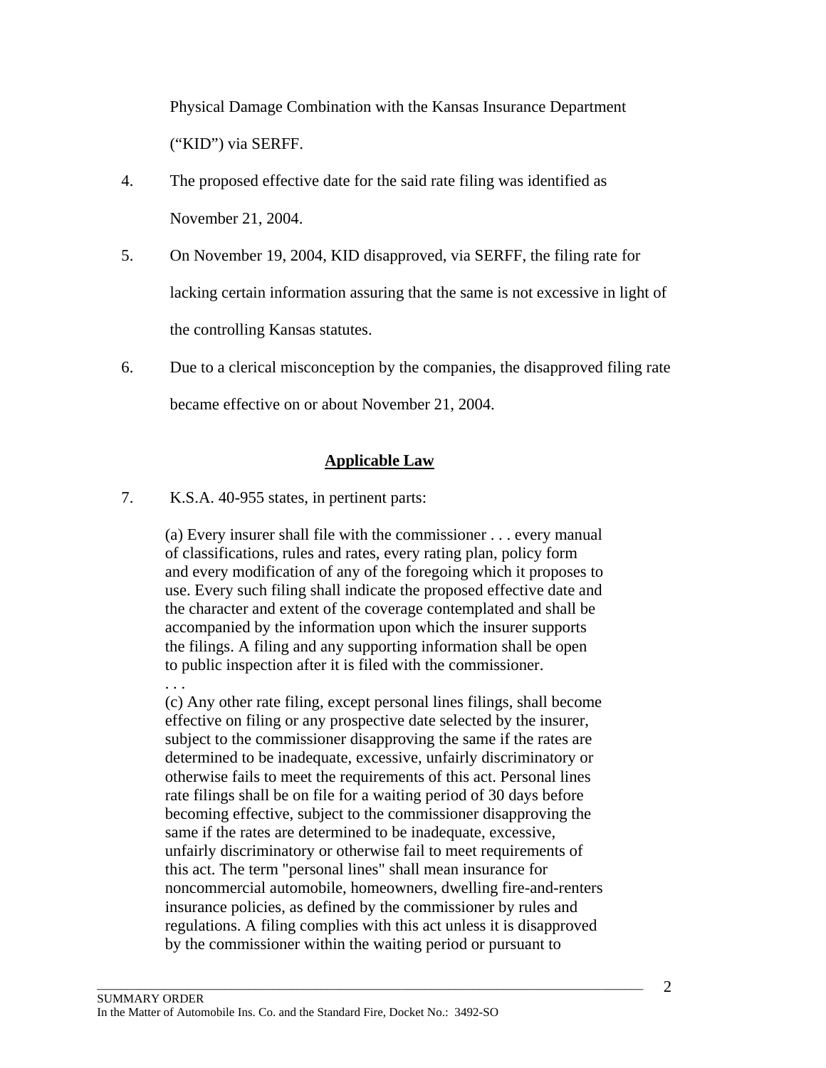Physical Damage Combination with the Kansas Insurance Department ("KID") via SERFF.

4. The proposed effective date for the said rate filing was identified as November 21, 2004.

5. On November 19, 2004, KID disapproved, via SERFF, the filing rate for lacking certain information assuring that the same is not excessive in light of the controlling Kansas statutes.

6. Due to a clerical misconception by the companies, the disapproved filing rate became effective on or about November 21, 2004.

## Applicable Law

7. K.S.A. 40-955 states, in pertinent parts:

> (a) Every insurer shall file with the commissioner . . . every manual of classifications, rules and rates, every rating plan, policy form and every modification of any of the foregoing which it proposes to use. Every such filing shall indicate the proposed effective date and the character and extent of the coverage contemplated and shall be accompanied by the information upon which the insurer supports the filings. A filing and any supporting information shall be open to public inspection after it is filed with the commissioner.
> . . .
> (c) Any other rate filing, except personal lines filings, shall become effective on filing or any prospective date selected by the insurer, subject to the commissioner disapproving the same if the rates are determined to be inadequate, excessive, unfairly discriminatory or otherwise fails to meet the requirements of this act. Personal lines rate filings shall be on file for a waiting period of 30 days before becoming effective, subject to the commissioner disapproving the same if the rates are determined to be inadequate, excessive, unfairly discriminatory or otherwise fail to meet requirements of this act. The term "personal lines" shall mean insurance for noncommercial automobile, homeowners, dwelling fire-and-renters insurance policies, as defined by the commissioner by rules and regulations. A filing complies with this act unless it is disapproved by the commissioner within the waiting period or pursuant to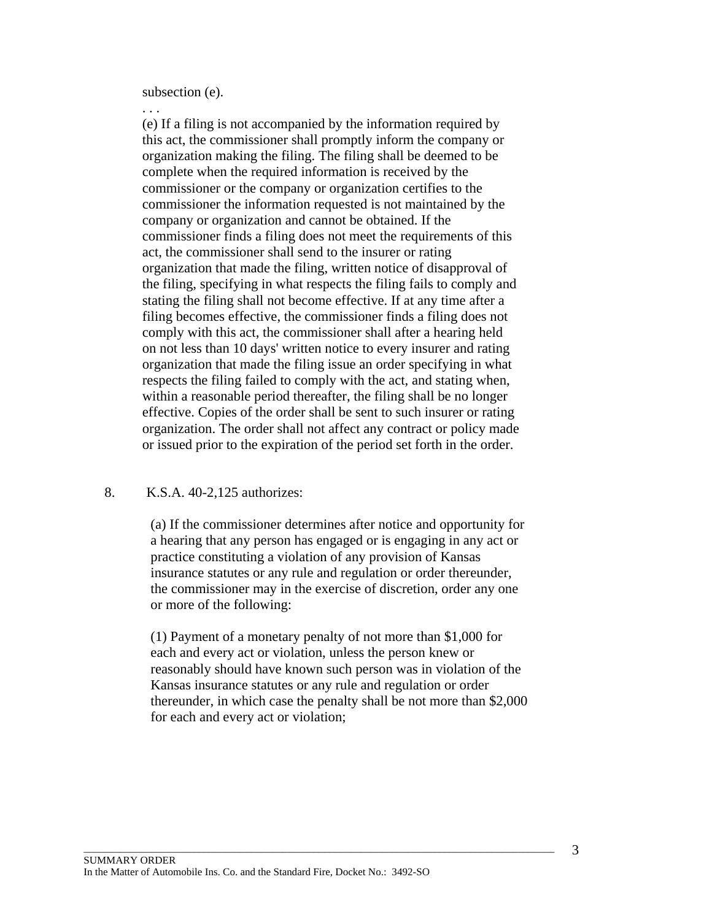subsection (e).

. . .

(e) If a filing is not accompanied by the information required by this act, the commissioner shall promptly inform the company or organization making the filing. The filing shall be deemed to be complete when the required information is received by the commissioner or the company or organization certifies to the commissioner the information requested is not maintained by the company or organization and cannot be obtained. If the commissioner finds a filing does not meet the requirements of this act, the commissioner shall send to the insurer or rating organization that made the filing, written notice of disapproval of the filing, specifying in what respects the filing fails to comply and stating the filing shall not become effective. If at any time after a filing becomes effective, the commissioner finds a filing does not comply with this act, the commissioner shall after a hearing held on not less than 10 days' written notice to every insurer and rating organization that made the filing issue an order specifying in what respects the filing failed to comply with the act, and stating when, within a reasonable period thereafter, the filing shall be no longer effective. Copies of the order shall be sent to such insurer or rating organization. The order shall not affect any contract or policy made or issued prior to the expiration of the period set forth in the order.

8. K.S.A. 40-2,125 authorizes:

(a) If the commissioner determines after notice and opportunity for a hearing that any person has engaged or is engaging in any act or practice constituting a violation of any provision of Kansas insurance statutes or any rule and regulation or order thereunder, the commissioner may in the exercise of discretion, order any one or more of the following:

(1) Payment of a monetary penalty of not more than $1,000 for each and every act or violation, unless the person knew or reasonably should have known such person was in violation of the Kansas insurance statutes or any rule and regulation or order thereunder, in which case the penalty shall be not more than $2,000 for each and every act or violation;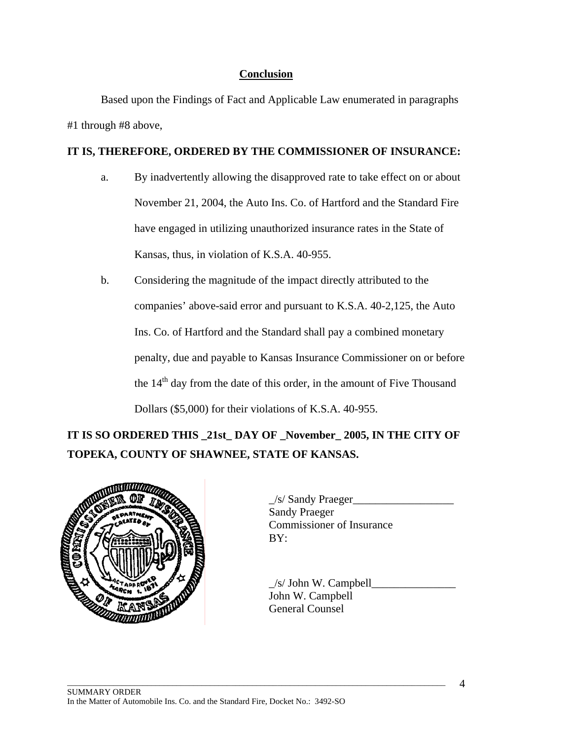## Conclusion

Based upon the Findings of Fact and Applicable Law enumerated in paragraphs #1 through #8 above,

**IT IS, THEREFORE, ORDERED BY THE COMMISSIONER OF INSURANCE:**

a. By inadvertently allowing the disapproved rate to take effect on or about November 21, 2004, the Auto Ins. Co. of Hartford and the Standard Fire have engaged in utilizing unauthorized insurance rates in the State of Kansas, thus, in violation of K.S.A. 40-955.

b. Considering the magnitude of the impact directly attributed to the companies' above-said error and pursuant to K.S.A. 40-2,125, the Auto Ins. Co. of Hartford and the Standard shall pay a combined monetary penalty, due and payable to Kansas Insurance Commissioner on or before the 14th day from the date of this order, in the amount of Five Thousand Dollars ($5,000) for their violations of K.S.A. 40-955.

**IT IS SO ORDERED THIS _21st_ DAY OF _November_ 2005, IN THE CITY OF TOPEKA, COUNTY OF SHAWNEE, STATE OF KANSAS.**

_/s/ Sandy Praeger__________________
Sandy Praeger
Commissioner of Insurance
BY:

_/s/ John W. Campbell_______________
John W. Campbell
General Counsel

SUMMARY ORDER
In the Matter of Automobile Ins. Co. and the Standard Fire, Docket No.: 3492-SO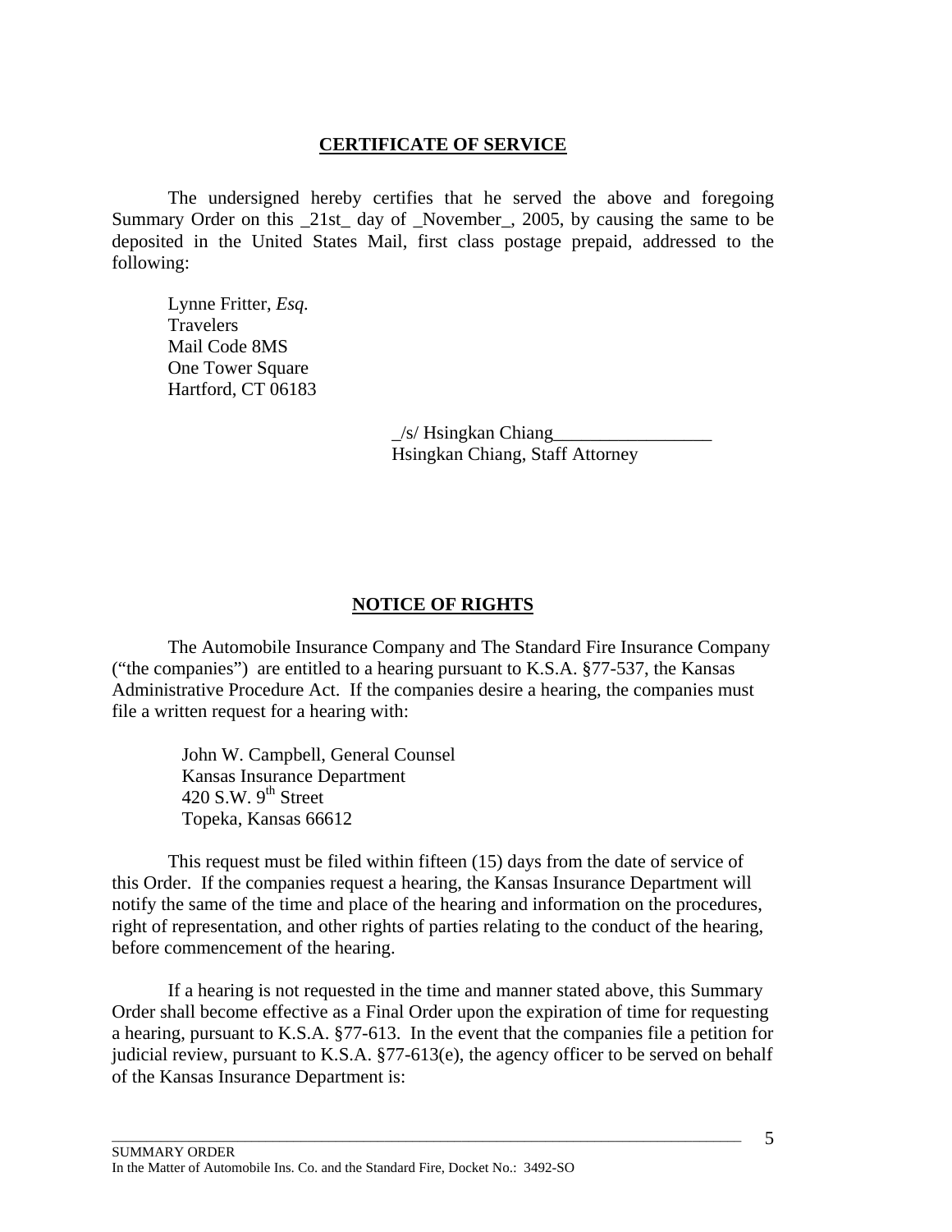**CERTIFICATE OF SERVICE**

The undersigned hereby certifies that he served the above and foregoing Summary Order on this _21st_ day of _November_, 2005, by causing the same to be deposited in the United States Mail, first class postage prepaid, addressed to the following:

Lynne Fritter, *Esq.*
Travelers
Mail Code 8MS
One Tower Square
Hartford, CT 06183

_/s/ Hsingkan Chiang_________________
Hsingkan Chiang, Staff Attorney

**NOTICE OF RIGHTS**

The Automobile Insurance Company and The Standard Fire Insurance Company ("the companies") are entitled to a hearing pursuant to K.S.A. §77-537, the Kansas Administrative Procedure Act. If the companies desire a hearing, the companies must file a written request for a hearing with:

John W. Campbell, General Counsel
Kansas Insurance Department
420 S.W. 9th Street
Topeka, Kansas 66612

This request must be filed within fifteen (15) days from the date of service of this Order. If the companies request a hearing, the Kansas Insurance Department will notify the same of the time and place of the hearing and information on the procedures, right of representation, and other rights of parties relating to the conduct of the hearing, before commencement of the hearing.

If a hearing is not requested in the time and manner stated above, this Summary Order shall become effective as a Final Order upon the expiration of time for requesting a hearing, pursuant to K.S.A. §77-613. In the event that the companies file a petition for judicial review, pursuant to K.S.A. §77-613(e), the agency officer to be served on behalf of the Kansas Insurance Department is: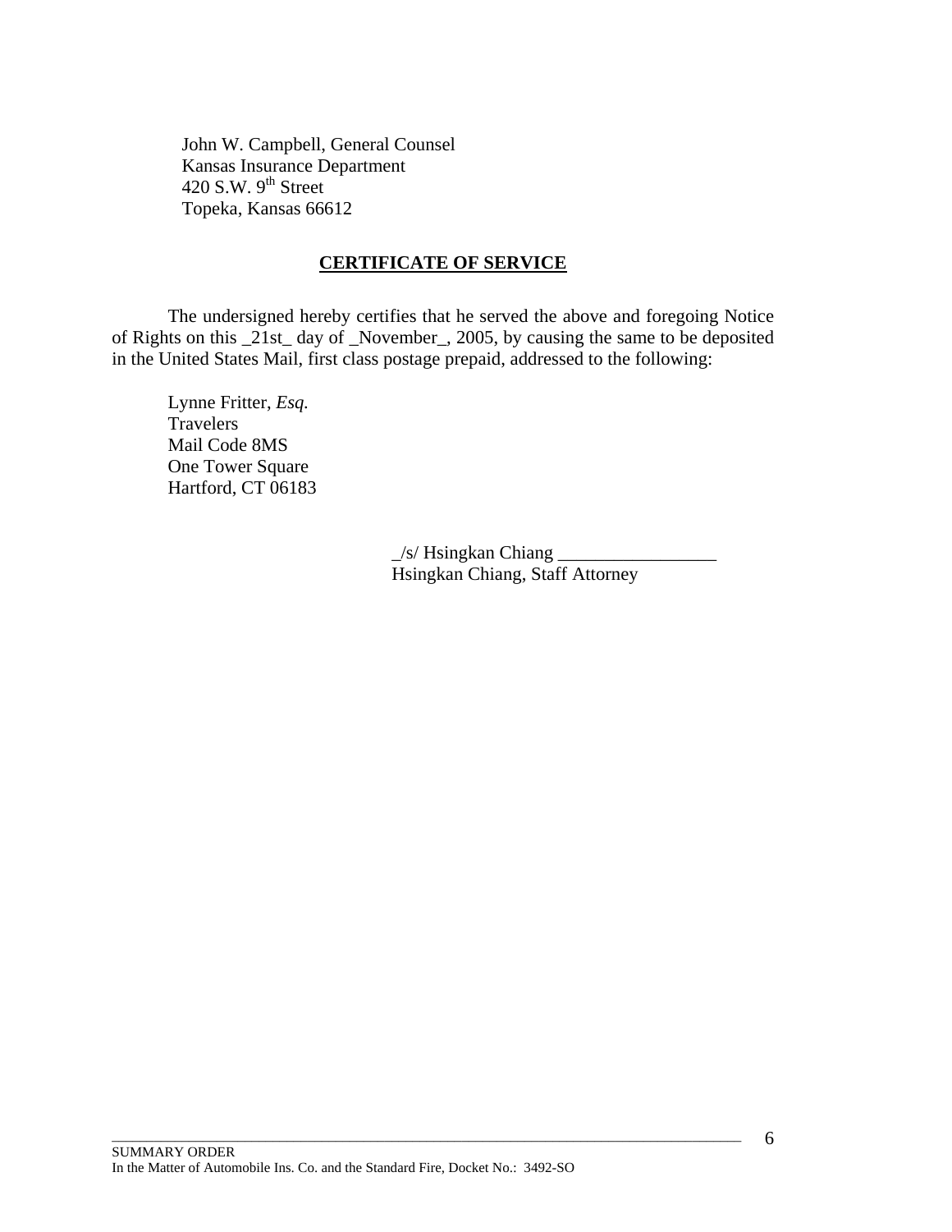John W. Campbell, General Counsel
Kansas Insurance Department
420 S.W. 9th Street
Topeka, Kansas 66612

**CERTIFICATE OF SERVICE**

The undersigned hereby certifies that he served the above and foregoing Notice of Rights on this _21st_ day of _November_, 2005, by causing the same to be deposited in the United States Mail, first class postage prepaid, addressed to the following:

Lynne Fritter, *Esq.*
Travelers
Mail Code 8MS
One Tower Square
Hartford, CT 06183

_/s/ Hsingkan Chiang _________________
Hsingkan Chiang, Staff Attorney